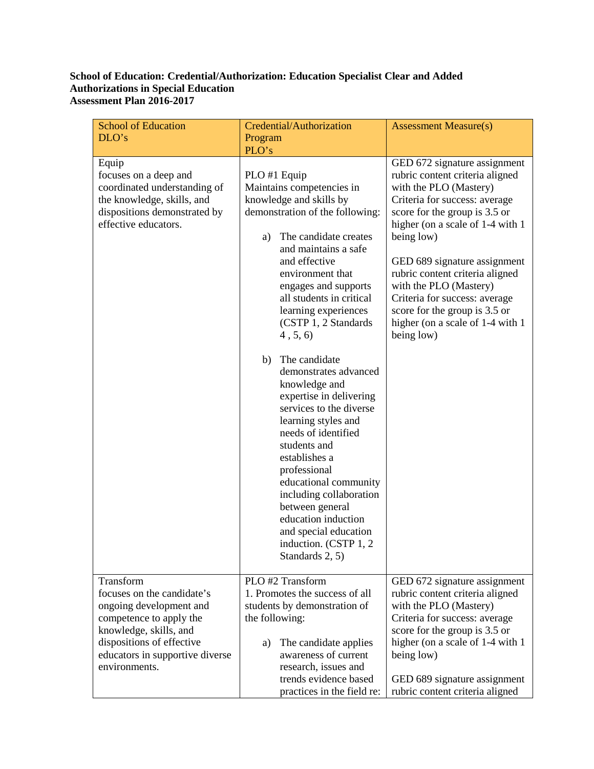**School of Education: Credential/Authorization: Education Specialist Clear and Added Authorizations in Special Education**
**Assessment Plan 2016-2017**

| School of Education DLO's | Credential/Authorization Program PLO's | Assessment Measure(s) |
|---|---|---|
| Equip<br>focuses on a deep and coordinated understanding of the knowledge, skills, and dispositions demonstrated by effective educators. | PLO #1 Equip<br>Maintains competencies in knowledge and skills by demonstration of the following:<br><br>a) The candidate creates and maintains a safe and effective environment that engages and supports all students in critical learning experiences (CSTP 1, 2 Standards 4 , 5, 6)<br><br>b) The candidate demonstrates advanced knowledge and expertise in delivering services to the diverse learning styles and needs of identified students and establishes a professional educational community including collaboration between general education induction and special education induction. (CSTP 1, 2 Standards 2, 5) | GED 672 signature assignment rubric content criteria aligned with the PLO (Mastery)<br>Criteria for success: average score for the group is 3.5 or higher (on a scale of 1-4 with 1 being low)<br><br>GED 689 signature assignment rubric content criteria aligned with the PLO (Mastery)<br>Criteria for success: average score for the group is 3.5 or higher (on a scale of 1-4 with 1 being low) |
| Transform<br>focuses on the candidate's ongoing development and competence to apply the knowledge, skills, and dispositions of effective educators in supportive diverse environments. | PLO #2 Transform<br>1. Promotes the success of all students by demonstration of the following:<br><br>a) The candidate applies awareness of current research, issues and trends evidence based practices in the field re: | GED 672 signature assignment rubric content criteria aligned with the PLO (Mastery)<br>Criteria for success: average score for the group is 3.5 or higher (on a scale of 1-4 with 1 being low)<br><br>GED 689 signature assignment rubric content criteria aligned |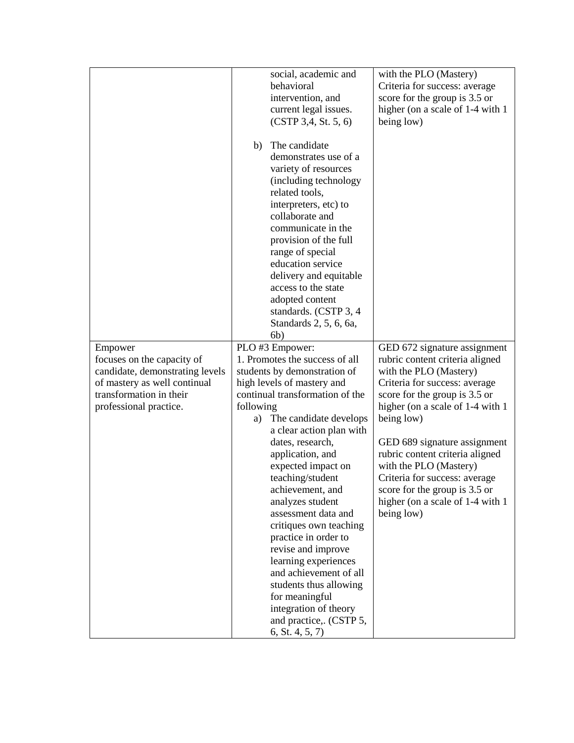| | | |
|---|---|---|
| | social, academic and behavioral intervention, and current legal issues. (CSTP 3,4, St. 5, 6)<br><br>b) The candidate demonstrates use of a variety of resources (including technology related tools, interpreters, etc) to collaborate and communicate in the provision of the full range of special education service delivery and equitable access to the state adopted content standards. (CSTP 3, 4 Standards 2, 5, 6, 6a, 6b) | with the PLO (Mastery)<br>Criteria for success: average score for the group is 3.5 or higher (on a scale of 1-4 with 1 being low) |
| Empower<br>focuses on the capacity of candidate, demonstrating levels of mastery as well continual transformation in their professional practice. | PLO #3 Empower:<br>1. Promotes the success of all students by demonstration of high levels of mastery and continual transformation of the following<br>a) The candidate develops a clear action plan with dates, research, application, and expected impact on teaching/student achievement, and analyzes student assessment data and critiques own teaching practice in order to revise and improve learning experiences and achievement of all students thus allowing for meaningful integration of theory and practice,. (CSTP 5, 6, St. 4, 5, 7) | GED 672 signature assignment rubric content criteria aligned with the PLO (Mastery)<br>Criteria for success: average score for the group is 3.5 or higher (on a scale of 1-4 with 1 being low)<br><br>GED 689 signature assignment rubric content criteria aligned with the PLO (Mastery)<br>Criteria for success: average score for the group is 3.5 or higher (on a scale of 1-4 with 1 being low) |